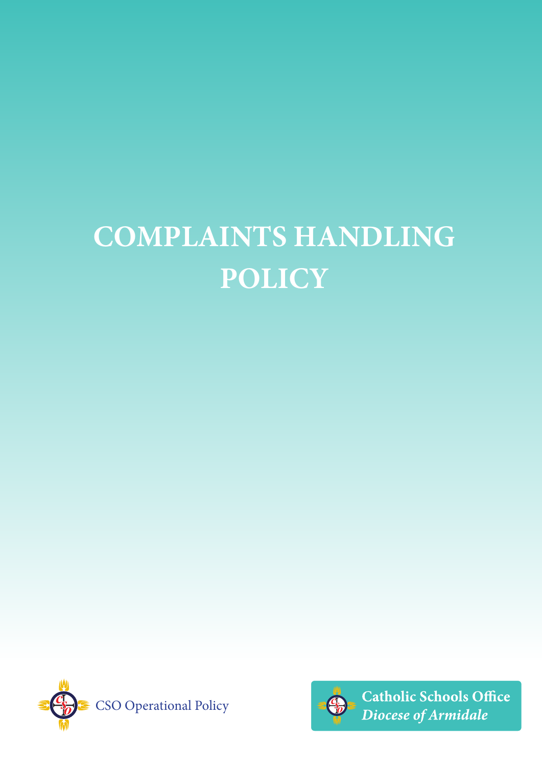# COMPLAINTS HANDLING POLICY

CSO Operational Policy

**Catholic Schools Office**
***Diocese of Armidale***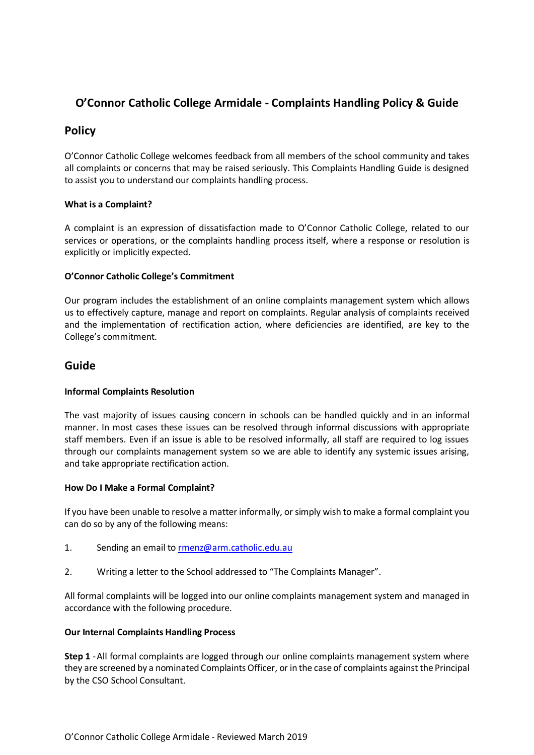# O'Connor Catholic College Armidale - Complaints Handling Policy & Guide

## Policy

O'Connor Catholic College welcomes feedback from all members of the school community and takes all complaints or concerns that may be raised seriously. This Complaints Handling Guide is designed to assist you to understand our complaints handling process.

**What is a Complaint?**

A complaint is an expression of dissatisfaction made to O'Connor Catholic College, related to our services or operations, or the complaints handling process itself, where a response or resolution is explicitly or implicitly expected.

**O'Connor Catholic College's Commitment**

Our program includes the establishment of an online complaints management system which allows us to effectively capture, manage and report on complaints. Regular analysis of complaints received and the implementation of rectification action, where deficiencies are identified, are key to the College's commitment.

## Guide

**Informal Complaints Resolution**

The vast majority of issues causing concern in schools can be handled quickly and in an informal manner. In most cases these issues can be resolved through informal discussions with appropriate staff members. Even if an issue is able to be resolved informally, all staff are required to log issues through our complaints management system so we are able to identify any systemic issues arising, and take appropriate rectification action.

**How Do I Make a Formal Complaint?**

If you have been unable to resolve a matter informally, or simply wish to make a formal complaint you can do so by any of the following means:

1. Sending an email to rmenz@arm.catholic.edu.au

2. Writing a letter to the School addressed to "The Complaints Manager".

All formal complaints will be logged into our online complaints management system and managed in accordance with the following procedure.

**Our Internal Complaints Handling Process**

**Step 1** - All formal complaints are logged through our online complaints management system where they are screened by a nominated Complaints Officer, or in the case of complaints against the Principal by the CSO School Consultant.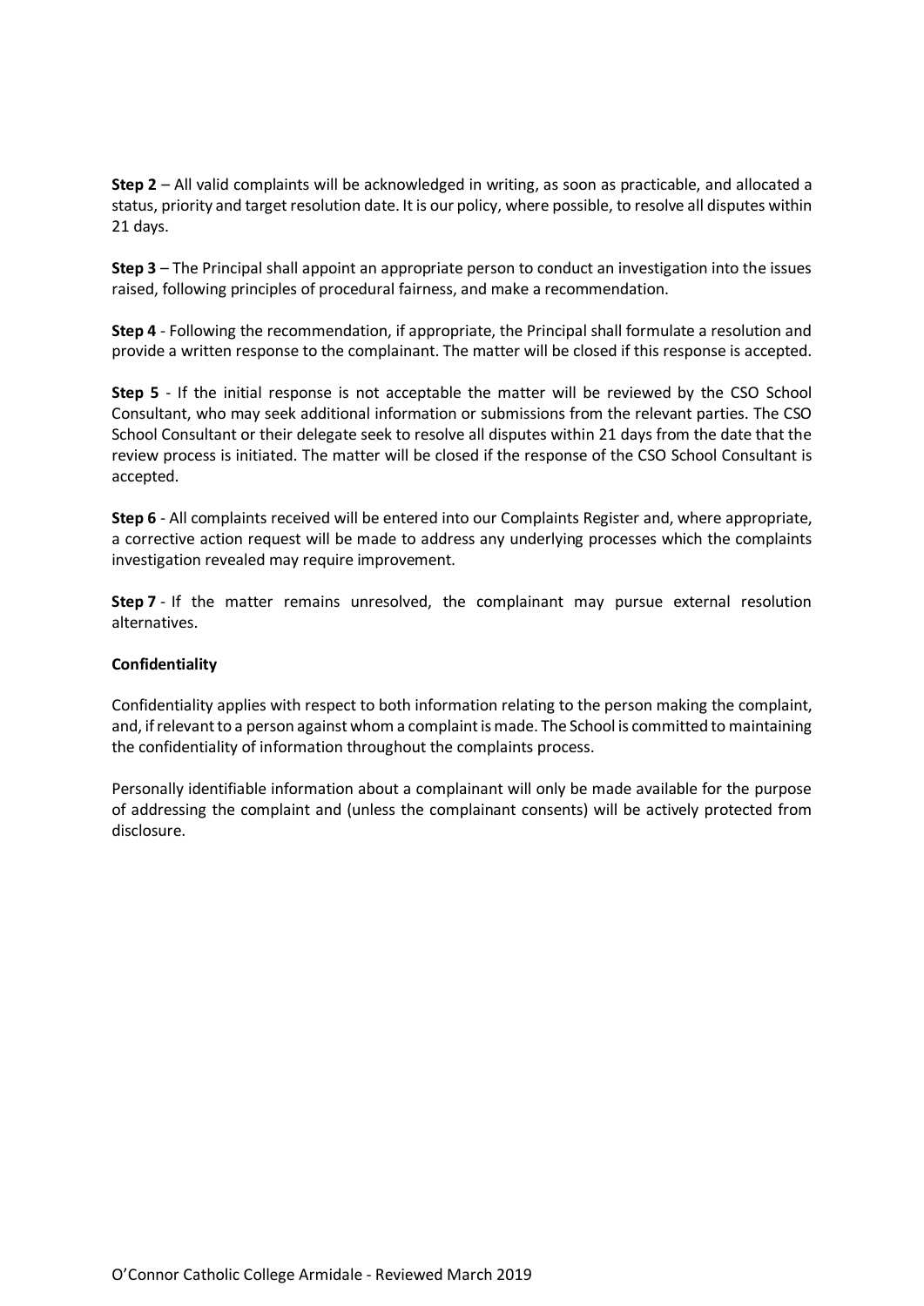**Step 2** – All valid complaints will be acknowledged in writing, as soon as practicable, and allocated a status, priority and target resolution date. It is our policy, where possible, to resolve all disputes within 21 days.

**Step 3** – The Principal shall appoint an appropriate person to conduct an investigation into the issues raised, following principles of procedural fairness, and make a recommendation.

**Step 4** - Following the recommendation, if appropriate, the Principal shall formulate a resolution and provide a written response to the complainant. The matter will be closed if this response is accepted.

**Step 5** - If the initial response is not acceptable the matter will be reviewed by the CSO School Consultant, who may seek additional information or submissions from the relevant parties. The CSO School Consultant or their delegate seek to resolve all disputes within 21 days from the date that the review process is initiated. The matter will be closed if the response of the CSO School Consultant is accepted.

**Step 6** - All complaints received will be entered into our Complaints Register and, where appropriate, a corrective action request will be made to address any underlying processes which the complaints investigation revealed may require improvement.

**Step 7** - If the matter remains unresolved, the complainant may pursue external resolution alternatives.

**Confidentiality**

Confidentiality applies with respect to both information relating to the person making the complaint, and, if relevant to a person against whom a complaint is made. The School is committed to maintaining the confidentiality of information throughout the complaints process.

Personally identifiable information about a complainant will only be made available for the purpose of addressing the complaint and (unless the complainant consents) will be actively protected from disclosure.